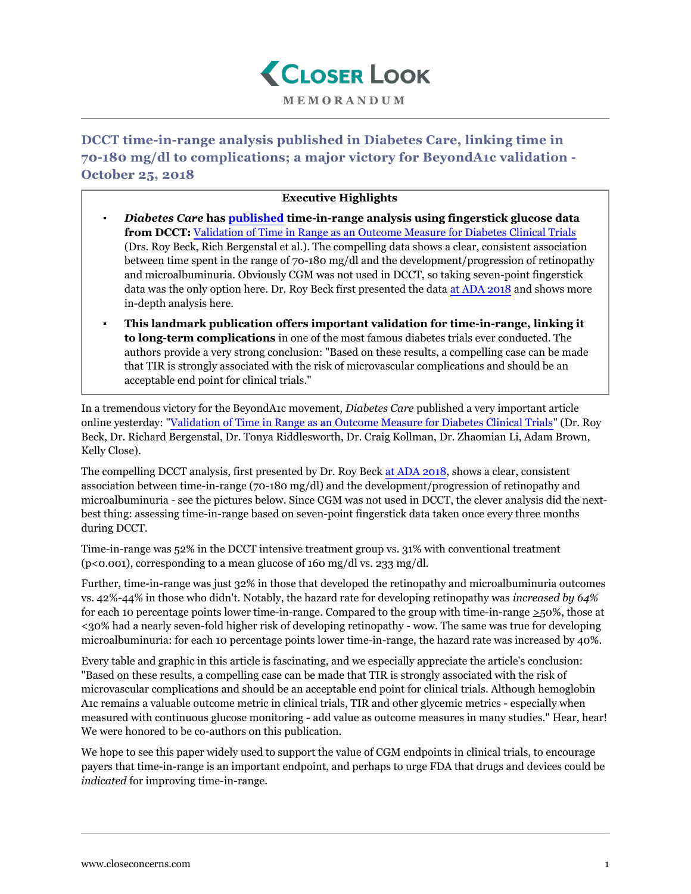# Closer Look

**MEMORANDUM**

## DCCT time-in-range analysis published in Diabetes Care, linking time in 70-180 mg/dl to complications; a major victory for BeyondA1c validation - October 25, 2018

**Executive Highlights**

- ***Diabetes Care*** **has published time-in-range analysis using fingerstick glucose data from DCCT:** Validation of Time in Range as an Outcome Measure for Diabetes Clinical Trials (Drs. Roy Beck, Rich Bergenstal et al.). The compelling data shows a clear, consistent association between time spent in the range of 70-180 mg/dl and the development/progression of retinopathy and microalbuminuria. Obviously CGM was not used in DCCT, so taking seven-point fingerstick data was the only option here. Dr. Roy Beck first presented the data at ADA 2018 and shows more in-depth analysis here.
- **This landmark publication offers important validation for time-in-range, linking it to long-term complications** in one of the most famous diabetes trials ever conducted. The authors provide a very strong conclusion: "Based on these results, a compelling case can be made that TIR is strongly associated with the risk of microvascular complications and should be an acceptable end point for clinical trials."

In a tremendous victory for the BeyondA1c movement, *Diabetes Care* published a very important article online yesterday: "Validation of Time in Range as an Outcome Measure for Diabetes Clinical Trials" (Dr. Roy Beck, Dr. Richard Bergenstal, Dr. Tonya Riddlesworth, Dr. Craig Kollman, Dr. Zhaomian Li, Adam Brown, Kelly Close).

The compelling DCCT analysis, first presented by Dr. Roy Beck at ADA 2018, shows a clear, consistent association between time-in-range (70-180 mg/dl) and the development/progression of retinopathy and microalbuminuria - see the pictures below. Since CGM was not used in DCCT, the clever analysis did the next-best thing: assessing time-in-range based on seven-point fingerstick data taken once every three months during DCCT.

Time-in-range was 52% in the DCCT intensive treatment group vs. 31% with conventional treatment ($p<0.001$), corresponding to a mean glucose of 160 mg/dl vs. 233 mg/dl.

Further, time-in-range was just 32% in those that developed the retinopathy and microalbuminuria outcomes vs. 42%-44% in those who didn't. Notably, the hazard rate for developing retinopathy was *increased by 64%* for each 10 percentage points lower time-in-range. Compared to the group with time-in-range ≥50%, those at <30% had a nearly seven-fold higher risk of developing retinopathy - wow. The same was true for developing microalbuminuria: for each 10 percentage points lower time-in-range, the hazard rate was increased by 40%.

Every table and graphic in this article is fascinating, and we especially appreciate the article's conclusion: "Based on these results, a compelling case can be made that TIR is strongly associated with the risk of microvascular complications and should be an acceptable end point for clinical trials. Although hemoglobin A1c remains a valuable outcome metric in clinical trials, TIR and other glycemic metrics - especially when measured with continuous glucose monitoring - add value as outcome measures in many studies." Hear, hear! We were honored to be co-authors on this publication.

We hope to see this paper widely used to support the value of CGM endpoints in clinical trials, to encourage payers that time-in-range is an important endpoint, and perhaps to urge FDA that drugs and devices could be *indicated* for improving time-in-range.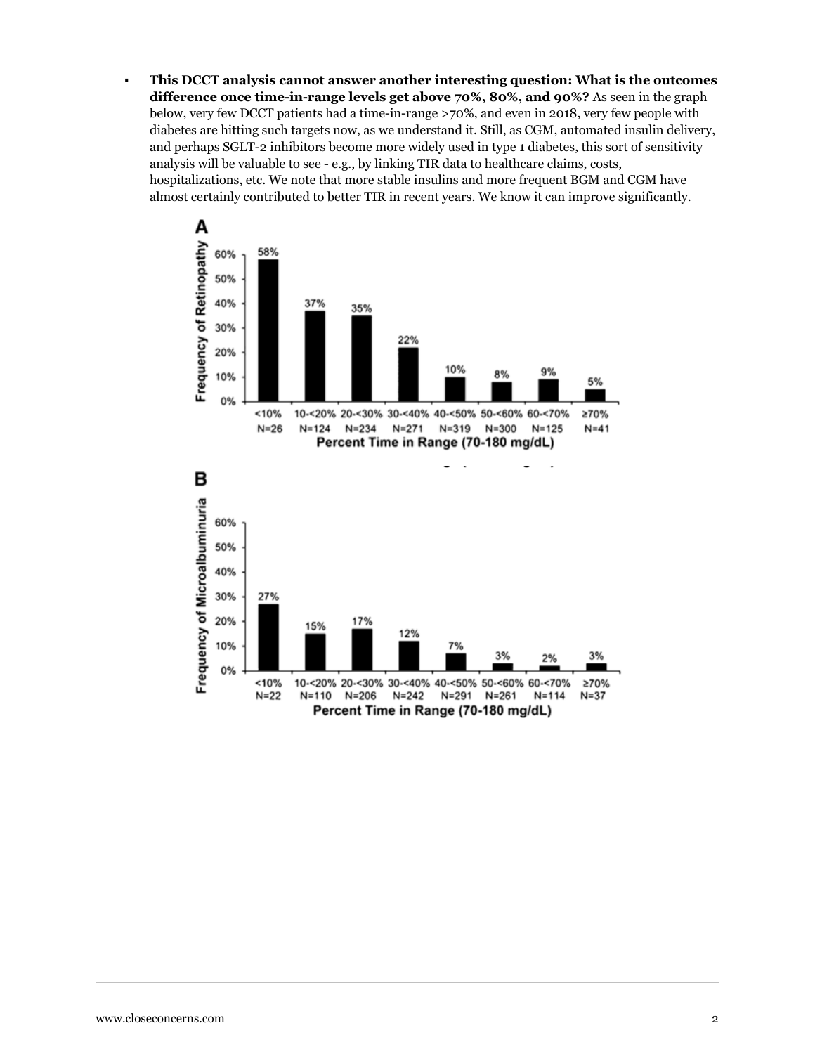- **This DCCT analysis cannot answer another interesting question: What is the outcomes difference once time-in-range levels get above 70%, 80%, and 90%?** As seen in the graph below, very few DCCT patients had a time-in-range >70%, and even in 2018, very few people with diabetes are hitting such targets now, as we understand it. Still, as CGM, automated insulin delivery, and perhaps SGLT-2 inhibitors become more widely used in type 1 diabetes, this sort of sensitivity analysis will be valuable to see - e.g., by linking TIR data to healthcare claims, costs, hospitalizations, etc. We note that more stable insulins and more frequent BGM and CGM have almost certainly contributed to better TIR in recent years. We know it can improve significantly.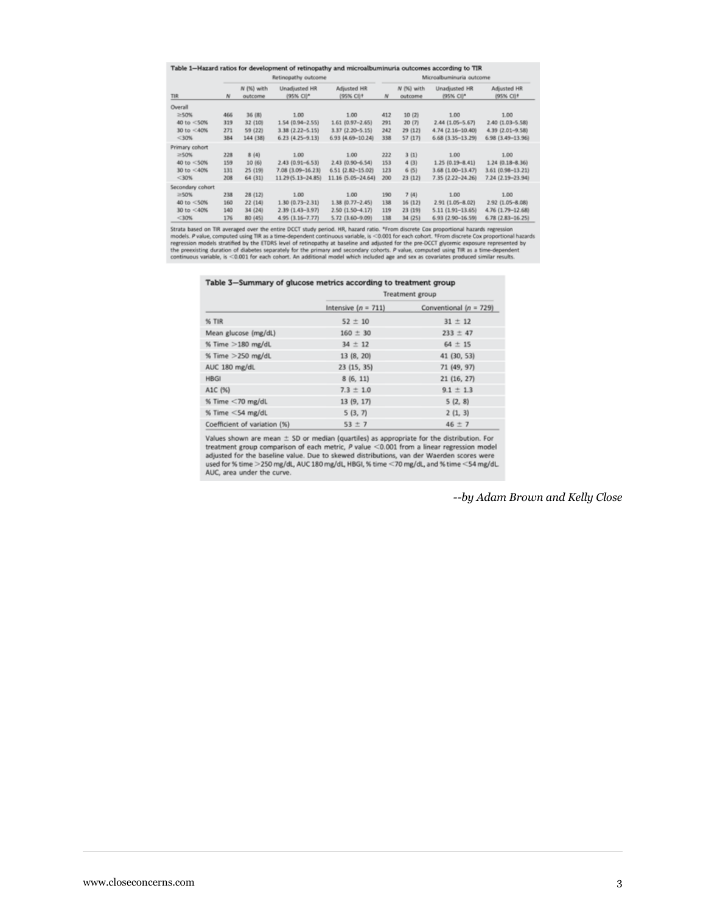**Table 1—Hazard ratios for development of retinopathy and microalbuminuria outcomes according to TIR**

| | Retinopathy outcome | | | | Microalbuminuria outcome | | | |
|---|---|---|---|---|---|---|---|---|
| TIR | N | N (%) with outcome | Unadjusted HR (95% CI)* | Adjusted HR (95% CI)† | N | N (%) with outcome | Unadjusted HR (95% CI)* | Adjusted HR (95% CI)† |
| Overall | | | | | | | | |
| ≥50% | 466 | 36 (8) | 1.00 | 1.00 | 412 | 10 (2) | 1.00 | 1.00 |
| 40 to <50% | 319 | 32 (10) | 1.54 (0.94–2.55) | 1.61 (0.97–2.65) | 291 | 20 (7) | 2.44 (1.05–5.67) | 2.40 (1.03–5.58) |
| 30 to <40% | 271 | 59 (22) | 3.38 (2.22–5.15) | 3.37 (2.20–5.15) | 242 | 29 (12) | 4.74 (2.16–10.40) | 4.39 (2.01–9.58) |
| <30% | 384 | 144 (38) | 6.23 (4.25–9.13) | 6.93 (4.69–10.24) | 338 | 57 (17) | 6.68 (3.35–13.29) | 6.98 (3.49–13.96) |
| Primary cohort | | | | | | | | |
| ≥50% | 228 | 8 (4) | 1.00 | 1.00 | 222 | 3 (1) | 1.00 | 1.00 |
| 40 to <50% | 159 | 10 (6) | 2.43 (0.91–6.53) | 2.43 (0.90–6.54) | 153 | 4 (3) | 1.25 (0.19–8.41) | 1.24 (0.18–8.36) |
| 30 to <40% | 131 | 25 (19) | 7.08 (3.09–16.23) | 6.51 (2.82–15.02) | 123 | 6 (5) | 3.68 (1.00–13.47) | 3.61 (0.98–13.21) |
| <30% | 208 | 64 (31) | 11.29 (5.13–24.85) | 11.16 (5.05–24.64) | 200 | 23 (12) | 7.35 (2.22–24.26) | 7.24 (2.19–23.94) |
| Secondary cohort | | | | | | | | |
| ≥50% | 238 | 28 (12) | 1.00 | 1.00 | 190 | 7 (4) | 1.00 | 1.00 |
| 40 to <50% | 160 | 22 (14) | 1.30 (0.73–2.31) | 1.38 (0.77–2.45) | 138 | 16 (12) | 2.91 (1.05–8.02) | 2.92 (1.05–8.08) |
| 30 to <40% | 140 | 34 (24) | 2.39 (1.43–3.97) | 2.50 (1.50–4.17) | 119 | 23 (19) | 5.11 (1.91–13.65) | 4.76 (1.79–12.68) |
| <30% | 176 | 80 (45) | 4.95 (3.16–7.77) | 5.72 (3.60–9.09) | 138 | 34 (25) | 6.93 (2.90–16.59) | 6.78 (2.83–16.25) |

Strata based on TIR averaged over the entire DCCT study period. HR, hazard ratio. *From discrete Cox proportional hazards regression models. P value, computed using TIR as a time-dependent continuous variable, is <0.001 for each cohort. †From discrete Cox proportional hazards regression models stratified by the ETDRS level of retinopathy at baseline and adjusted for the pre-DCCT glycemic exposure represented by the preexisting duration of diabetes separately for the primary and secondary cohorts. P value, computed using TIR as a time-dependent continuous variable, is <0.001 for each cohort. An additional model which included age and sex as covariates produced similar results.

**Table 3—Summary of glucose metrics according to treatment group**

| | Treatment group | |
|---|---|---|
| | Intensive (n = 711) | Conventional (n = 729) |
| % TIR | 52 ± 10 | 31 ± 12 |
| Mean glucose (mg/dL) | 160 ± 30 | 233 ± 47 |
| % Time >180 mg/dL | 34 ± 12 | 64 ± 15 |
| % Time >250 mg/dL | 13 (8, 20) | 41 (30, 53) |
| AUC 180 mg/dL | 23 (15, 35) | 71 (49, 97) |
| HBGI | 8 (6, 11) | 21 (16, 27) |
| A1C (%) | 7.3 ± 1.0 | 9.1 ± 1.3 |
| % Time <70 mg/dL | 13 (9, 17) | 5 (2, 8) |
| % Time <54 mg/dL | 5 (3, 7) | 2 (1, 3) |
| Coefficient of variation (%) | 53 ± 7 | 46 ± 7 |

Values shown are mean ± SD or median (quartiles) as appropriate for the distribution. For treatment group comparison of each metric, P value <0.001 from a linear regression model adjusted for the baseline value. Due to skewed distributions, van der Waerden scores were used for % time >250 mg/dL, AUC 180 mg/dL, HBGI, % time <70 mg/dL, and % time <54 mg/dL. AUC, area under the curve.

*--by Adam Brown and Kelly Close*